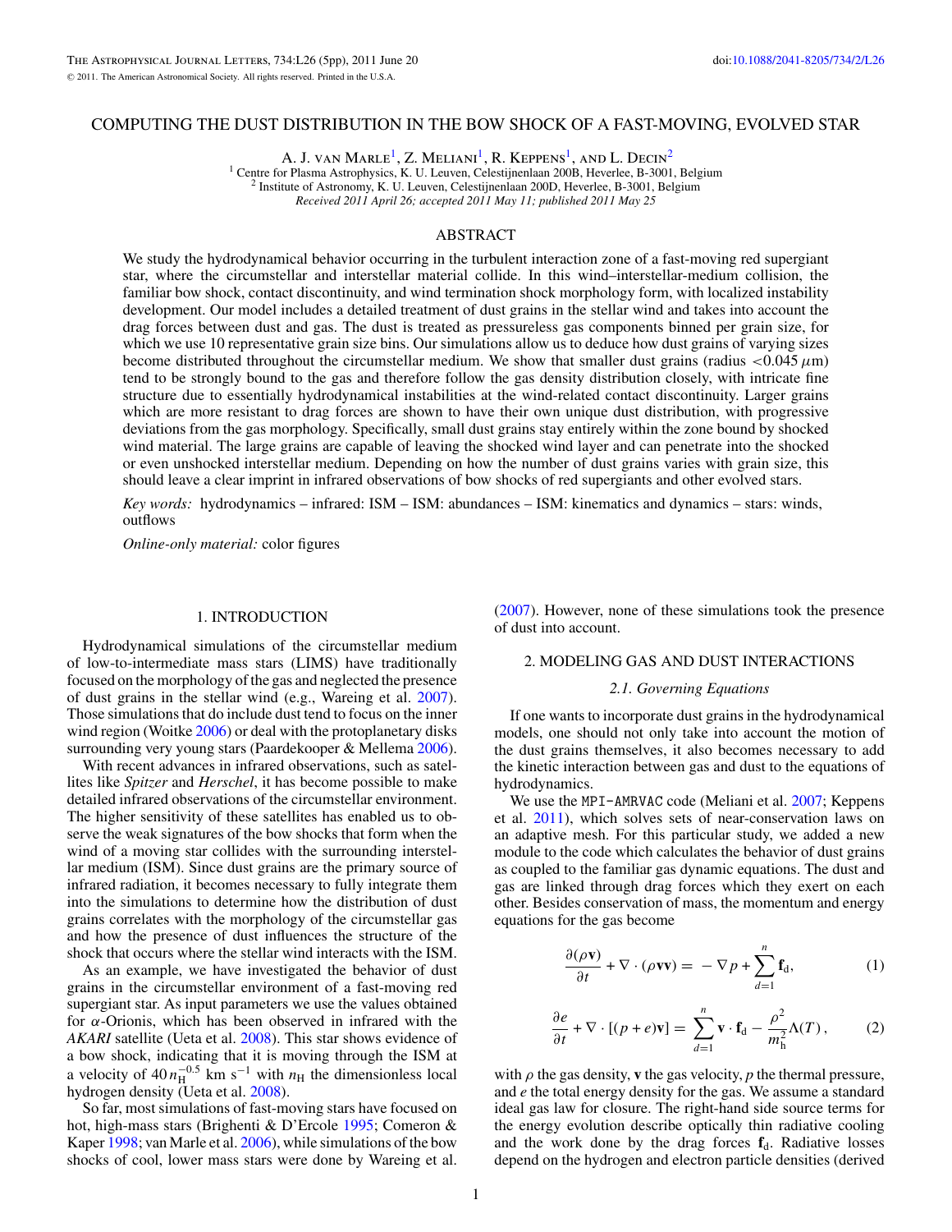# COMPUTING THE DUST DISTRIBUTION IN THE BOW SHOCK OF A FAST-MOVING, EVOLVED STAR

A. J. van Marle[1], Z. Meliani[1], R. Keppens[1], and L. Decin[2]

[1] Centre for Plasma Astrophysics, K. U. Leuven, Celestijnenlaan 200B, Heverlee, B-3001, Belgium
[2] Institute of Astronomy, K. U. Leuven, Celestijnenlaan 200D, Heverlee, B-3001, Belgium

*Received 2011 April 26; accepted 2011 May 11; published 2011 May 25*

## ABSTRACT

We study the hydrodynamical behavior occurring in the turbulent interaction zone of a fast-moving red supergiant star, where the circumstellar and interstellar material collide. In this wind–interstellar-medium collision, the familiar bow shock, contact discontinuity, and wind termination shock morphology form, with localized instability development. Our model includes a detailed treatment of dust grains in the stellar wind and takes into account the drag forces between dust and gas. The dust is treated as pressureless gas components binned per grain size, for which we use 10 representative grain size bins. Our simulations allow us to deduce how dust grains of varying sizes become distributed throughout the circumstellar medium. We show that smaller dust grains (radius $<0.045\,\mu$m) tend to be strongly bound to the gas and therefore follow the gas density distribution closely, with intricate fine structure due to essentially hydrodynamical instabilities at the wind-related contact discontinuity. Larger grains which are more resistant to drag forces are shown to have their own unique dust distribution, with progressive deviations from the gas morphology. Specifically, small dust grains stay entirely within the zone bound by shocked wind material. The large grains are capable of leaving the shocked wind layer and can penetrate into the shocked or even unshocked interstellar medium. Depending on how the number of dust grains varies with grain size, this should leave a clear imprint in infrared observations of bow shocks of red supergiants and other evolved stars.

*Key words:* hydrodynamics – infrared: ISM – ISM: abundances – ISM: kinematics and dynamics – stars: winds, outflows

*Online-only material:* color figures

## 1. INTRODUCTION

Hydrodynamical simulations of the circumstellar medium of low-to-intermediate mass stars (LIMS) have traditionally focused on the morphology of the gas and neglected the presence of dust grains in the stellar wind (e.g., Wareing et al. 2007). Those simulations that do include dust tend to focus on the inner wind region (Woitke 2006) or deal with the protoplanetary disks surrounding very young stars (Paardekooper & Mellema 2006).

With recent advances in infrared observations, such as satellites like *Spitzer* and *Herschel*, it has become possible to make detailed infrared observations of the circumstellar environment. The higher sensitivity of these satellites has enabled us to observe the weak signatures of the bow shocks that form when the wind of a moving star collides with the surrounding interstellar medium (ISM). Since dust grains are the primary source of infrared radiation, it becomes necessary to fully integrate them into the simulations to determine how the distribution of dust grains correlates with the morphology of the circumstellar gas and how the presence of dust influences the structure of the shock that occurs where the stellar wind interacts with the ISM.

As an example, we have investigated the behavior of dust grains in the circumstellar environment of a fast-moving red supergiant star. As input parameters we use the values obtained for $\alpha$-Orionis, which has been observed in infrared with the *AKARI* satellite (Ueta et al. 2008). This star shows evidence of a bow shock, indicating that it is moving through the ISM at a velocity of $40\,n_{\rm H}^{-0.5}$ km s$^{-1}$ with $n_{\rm H}$ the dimensionless local hydrogen density (Ueta et al. 2008).

So far, most simulations of fast-moving stars have focused on hot, high-mass stars (Brighenti & D'Ercole 1995; Comeron & Kaper 1998; van Marle et al. 2006), while simulations of the bow shocks of cool, lower mass stars were done by Wareing et al. (2007). However, none of these simulations took the presence of dust into account.

## 2. MODELING GAS AND DUST INTERACTIONS

### 2.1. Governing Equations

If one wants to incorporate dust grains in the hydrodynamical models, one should not only take into account the motion of the dust grains themselves, it also becomes necessary to add the kinetic interaction between gas and dust to the equations of hydrodynamics.

We use the `MPI-AMRVAC` code (Meliani et al. 2007; Keppens et al. 2011), which solves sets of near-conservation laws on an adaptive mesh. For this particular study, we added a new module to the code which calculates the behavior of dust grains as coupled to the familiar gas dynamic equations. The dust and gas are linked through drag forces which they exert on each other. Besides conservation of mass, the momentum and energy equations for the gas become

$$\frac{\partial(\rho\mathbf{v})}{\partial t} + \nabla\cdot(\rho\mathbf{v}\mathbf{v}) = -\nabla p + \sum_{d=1}^{n}\mathbf{f}_{\rm d}, \tag{1}$$

$$\frac{\partial e}{\partial t} + \nabla\cdot[(p+e)\mathbf{v}] = \sum_{d=1}^{n}\mathbf{v}\cdot\mathbf{f}_{\rm d} - \frac{\rho^2}{m_{\rm h}^2}\Lambda(T), \tag{2}$$

with $\rho$ the gas density, $\mathbf{v}$ the gas velocity, $p$ the thermal pressure, and $e$ the total energy density for the gas. We assume a standard ideal gas law for closure. The right-hand side source terms for the energy evolution describe optically thin radiative cooling and the work done by the drag forces $\mathbf{f}_{\rm d}$. Radiative losses depend on the hydrogen and electron particle densities (derived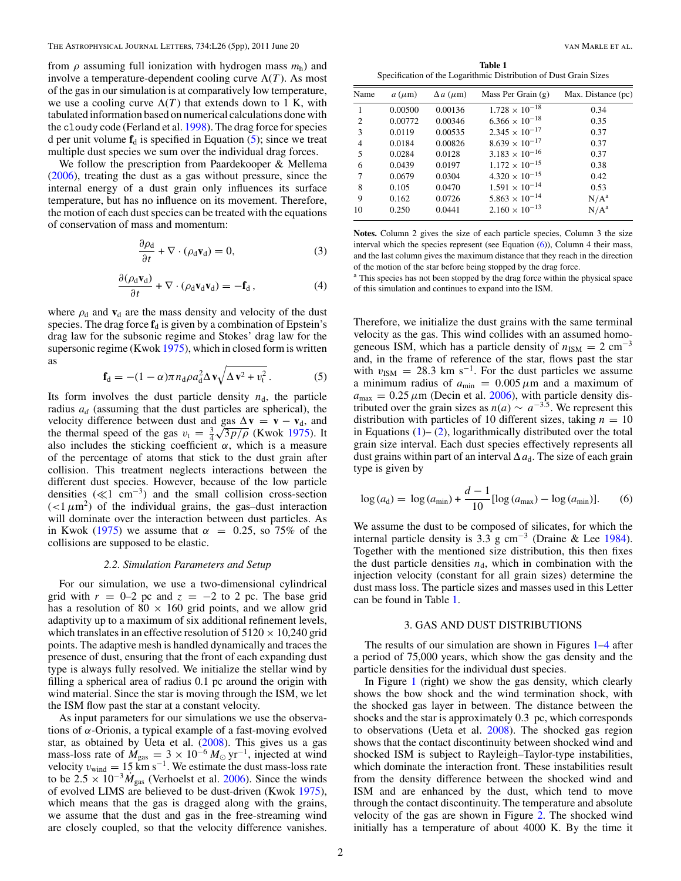from $\rho$ assuming full ionization with hydrogen mass $m_h$) and involve a temperature-dependent cooling curve $\Lambda(T)$. As most of the gas in our simulation is at comparatively low temperature, we use a cooling curve $\Lambda(T)$ that extends down to 1 K, with tabulated information based on numerical calculations done with the `cloudy` code (Ferland et al. 1998). The drag force for species d per unit volume $\mathbf{f}_d$ is specified in Equation (5); since we treat multiple dust species we sum over the individual drag forces.

We follow the prescription from Paardekooper & Mellema (2006), treating the dust as a gas without pressure, since the internal energy of a dust grain only influences its surface temperature, but has no influence on its movement. Therefore, the motion of each dust species can be treated with the equations of conservation of mass and momentum:

$$\frac{\partial \rho_d}{\partial t} + \nabla \cdot (\rho_d \mathbf{v}_d) = 0, \tag{3}$$

$$\frac{\partial (\rho_d \mathbf{v}_d)}{\partial t} + \nabla \cdot (\rho_d \mathbf{v}_d \mathbf{v}_d) = -\mathbf{f}_d\,, \tag{4}$$

where $\rho_d$ and $\mathbf{v}_d$ are the mass density and velocity of the dust species. The drag force $\mathbf{f}_d$ is given by a combination of Epstein's drag law for the subsonic regime and Stokes' drag law for the supersonic regime (Kwok 1975), which in closed form is written as

$$\mathbf{f}_d = -(1-\alpha)\pi n_d \rho a_d^2 \Delta \mathbf{v} \sqrt{\Delta \mathbf{v}^2 + v_t^2}\,. \tag{5}$$

Its form involves the dust particle density $n_d$, the particle radius $a_d$ (assuming that the dust particles are spherical), the velocity difference between dust and gas $\Delta \mathbf{v} = \mathbf{v} - \mathbf{v}_d$, and the thermal speed of the gas $v_t = \frac{3}{4}\sqrt{3p/\rho}$ (Kwok 1975). It also includes the sticking coefficient $\alpha$, which is a measure of the percentage of atoms that stick to the dust grain after collision. This treatment neglects interactions between the different dust species. However, because of the low particle densities ($\ll 1$ cm$^{-3}$) and the small collision cross-section ($<1\,\mu$m$^2$) of the individual grains, the gas–dust interaction will dominate over the interaction between dust particles. As in Kwok (1975) we assume that $\alpha = 0.25$, so 75% of the collisions are supposed to be elastic.

### 2.2. Simulation Parameters and Setup

For our simulation, we use a two-dimensional cylindrical grid with $r = 0$–2 pc and $z = -2$ to 2 pc. The base grid has a resolution of $80 \times 160$ grid points, and we allow grid adaptivity up to a maximum of six additional refinement levels, which translates in an effective resolution of $5120 \times 10{,}240$ grid points. The adaptive mesh is handled dynamically and traces the presence of dust, ensuring that the front of each expanding dust type is always fully resolved. We initialize the stellar wind by filling a spherical area of radius 0.1 pc around the origin with wind material. Since the star is moving through the ISM, we let the ISM flow past the star at a constant velocity.

As input parameters for our simulations we use the observations of $\alpha$-Orionis, a typical example of a fast-moving evolved star, as obtained by Ueta et al. (2008). This gives us a gas mass-loss rate of $\dot{M}_{gas} = 3 \times 10^{-6}\,M_\odot$ yr$^{-1}$, injected at wind velocity $v_{wind} = 15$ km s$^{-1}$. We estimate the dust mass-loss rate to be $2.5 \times 10^{-3} \dot{M}_{gas}$ (Verhoelst et al. 2006). Since the winds of evolved LIMS are believed to be dust-driven (Kwok 1975), which means that the gas is dragged along with the grains, we assume that the dust and gas in the free-streaming wind are closely coupled, so that the velocity difference vanishes. Therefore, we initialize the dust grains with the same terminal velocity as the gas. This wind collides with an assumed homogeneous ISM, which has a particle density of $n_{ISM} = 2$ cm$^{-3}$ and, in the frame of reference of the star, flows past the star with $v_{ISM} = 28.3$ km s$^{-1}$. For the dust particles we assume a minimum radius of $a_{min} = 0.005\,\mu$m and a maximum of $a_{max} = 0.25\,\mu$m (Decin et al. 2006), with particle density distributed over the grain sizes as $n(a) \sim a^{-3.5}$. We represent this distribution with particles of 10 different sizes, taking $n = 10$ in Equations (1)–(2), logarithmically distributed over the total grain size interval. Each dust species effectively represents all dust grains within part of an interval $\Delta a_d$. The size of each grain type is given by

$$\log(a_d) = \log(a_{min}) + \frac{d-1}{10}[\log(a_{max}) - \log(a_{min})]. \tag{6}$$

We assume the dust to be composed of silicates, for which the internal particle density is 3.3 g cm$^{-3}$ (Draine & Lee 1984). Together with the mentioned size distribution, this then fixes the dust particle densities $n_d$, which in combination with the injection velocity (constant for all grain sizes) determine the dust mass loss. The particle sizes and masses used in this Letter can be found in Table 1.

**Table 1**
Specification of the Logarithmic Distribution of Dust Grain Sizes

| Name | $a$ ($\mu$m) | $\Delta a$ ($\mu$m) | Mass Per Grain (g) | Max. Distance (pc) |
|---|---|---|---|---|
| 1 | 0.00500 | 0.00136 | $1.728 \times 10^{-18}$ | 0.34 |
| 2 | 0.00772 | 0.00346 | $6.366 \times 10^{-18}$ | 0.35 |
| 3 | 0.0119 | 0.00535 | $2.345 \times 10^{-17}$ | 0.37 |
| 4 | 0.0184 | 0.00826 | $8.639 \times 10^{-17}$ | 0.37 |
| 5 | 0.0284 | 0.0128 | $3.183 \times 10^{-16}$ | 0.37 |
| 6 | 0.0439 | 0.0197 | $1.172 \times 10^{-15}$ | 0.38 |
| 7 | 0.0679 | 0.0304 | $4.320 \times 10^{-15}$ | 0.42 |
| 8 | 0.105 | 0.0470 | $1.591 \times 10^{-14}$ | 0.53 |
| 9 | 0.162 | 0.0726 | $5.863 \times 10^{-14}$ | N/A[a] |
| 10 | 0.250 | 0.0441 | $2.160 \times 10^{-13}$ | N/A[a] |

**Notes.** Column 2 gives the size of each particle species, Column 3 the size interval which the species represent (see Equation (6)), Column 4 their mass, and the last column gives the maximum distance that they reach in the direction of the motion of the star before being stopped by the drag force.
[a] This species has not been stopped by the drag force within the physical space of this simulation and continues to expand into the ISM.

## 3. GAS AND DUST DISTRIBUTIONS

The results of our simulation are shown in Figures 1–4 after a period of 75,000 years, which show the gas density and the particle densities for the individual dust species.

In Figure 1 (right) we show the gas density, which clearly shows the bow shock and the wind termination shock, with the shocked gas layer in between. The distance between the shocks and the star is approximately 0.3 pc, which corresponds to observations (Ueta et al. 2008). The shocked gas region shows that the contact discontinuity between shocked wind and shocked ISM is subject to Rayleigh–Taylor-type instabilities, which dominate the interaction front. These instabilities result from the density difference between the shocked wind and ISM and are enhanced by the dust, which tend to move through the contact discontinuity. The temperature and absolute velocity of the gas are shown in Figure 2. The shocked wind initially has a temperature of about 4000 K. By the time it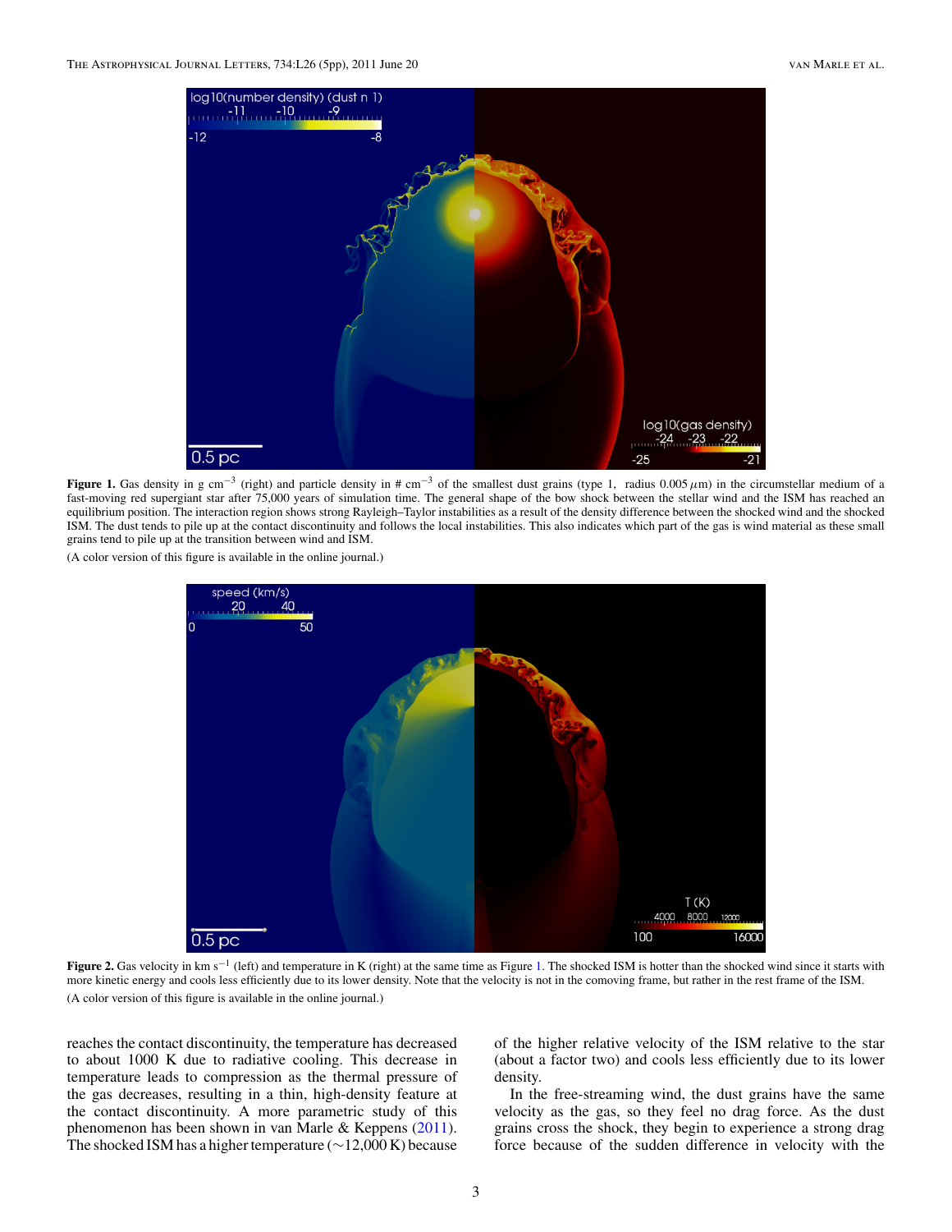**Figure 1.** Gas density in g cm$^{-3}$ (right) and particle density in # cm$^{-3}$ of the smallest dust grains (type 1, radius 0.005 $\mu$m) in the circumstellar medium of a fast-moving red supergiant star after 75,000 years of simulation time. The general shape of the bow shock between the stellar wind and the ISM has reached an equilibrium position. The interaction region shows strong Rayleigh–Taylor instabilities as a result of the density difference between the shocked wind and the shocked ISM. The dust tends to pile up at the contact discontinuity and follows the local instabilities. This also indicates which part of the gas is wind material as these small grains tend to pile up at the transition between wind and ISM.

(A color version of this figure is available in the online journal.)

**Figure 2.** Gas velocity in km s$^{-1}$ (left) and temperature in K (right) at the same time as Figure 1. The shocked ISM is hotter than the shocked wind since it starts with more kinetic energy and cools less efficiently due to its lower density. Note that the velocity is not in the comoving frame, but rather in the rest frame of the ISM.

(A color version of this figure is available in the online journal.)

reaches the contact discontinuity, the temperature has decreased to about 1000 K due to radiative cooling. This decrease in temperature leads to compression as the thermal pressure of the gas decreases, resulting in a thin, high-density feature at the contact discontinuity. A more parametric study of this phenomenon has been shown in van Marle & Keppens (2011). The shocked ISM has a higher temperature (∼12,000 K) because of the higher relative velocity of the ISM relative to the star (about a factor two) and cools less efficiently due to its lower density.

In the free-streaming wind, the dust grains have the same velocity as the gas, so they feel no drag force. As the dust grains cross the shock, they begin to experience a strong drag force because of the sudden difference in velocity with the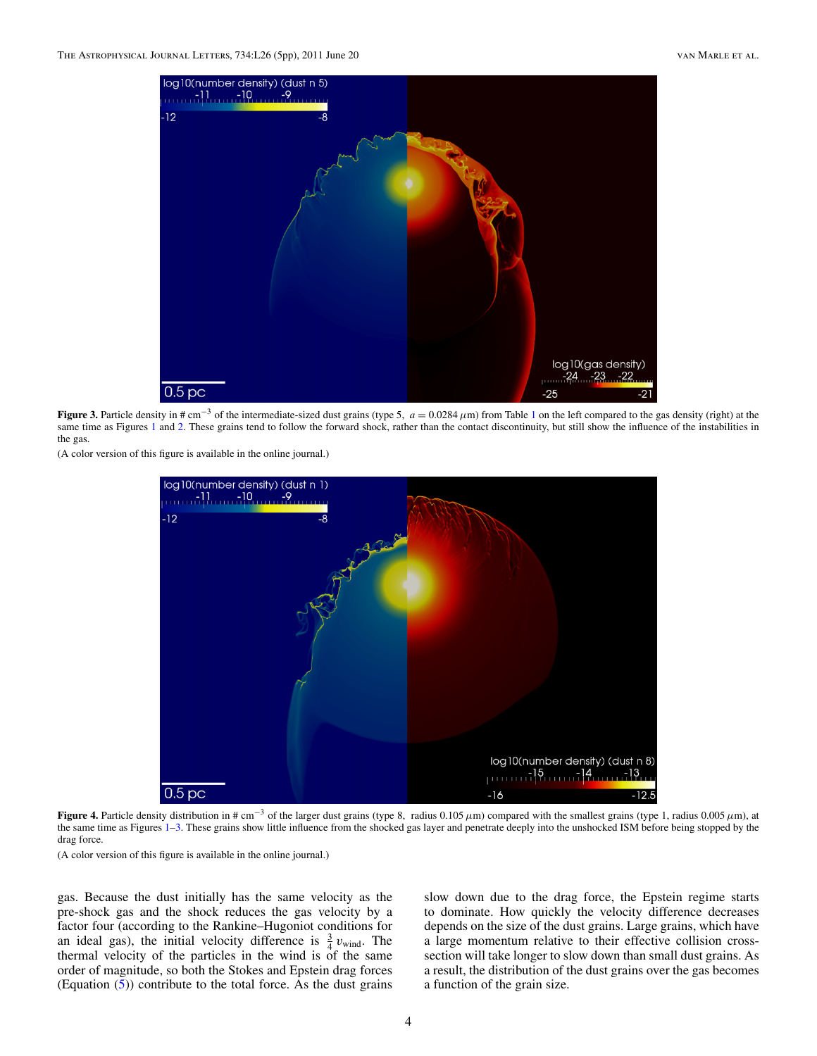**Figure 3.** Particle density in # cm$^{-3}$ of the intermediate-sized dust grains (type 5, $a = 0.0284\ \mu$m) from Table 1 on the left compared to the gas density (right) at the same time as Figures 1 and 2. These grains tend to follow the forward shock, rather than the contact discontinuity, but still show the influence of the instabilities in the gas.

(A color version of this figure is available in the online journal.)

**Figure 4.** Particle density distribution in # cm$^{-3}$ of the larger dust grains (type 8, radius 0.105 $\mu$m) compared with the smallest grains (type 1, radius 0.005 $\mu$m), at the same time as Figures 1–3. These grains show little influence from the shocked gas layer and penetrate deeply into the unshocked ISM before being stopped by the drag force.

(A color version of this figure is available in the online journal.)

gas. Because the dust initially has the same velocity as the pre-shock gas and the shock reduces the gas velocity by a factor four (according to the Rankine–Hugoniot conditions for an ideal gas), the initial velocity difference is $\frac{3}{4}\, v_{\rm wind}$. The thermal velocity of the particles in the wind is of the same order of magnitude, so both the Stokes and Epstein drag forces (Equation (5)) contribute to the total force. As the dust grains slow down due to the drag force, the Epstein regime starts to dominate. How quickly the velocity difference decreases depends on the size of the dust grains. Large grains, which have a large momentum relative to their effective collision cross-section will take longer to slow down than small dust grains. As a result, the distribution of the dust grains over the gas becomes a function of the grain size.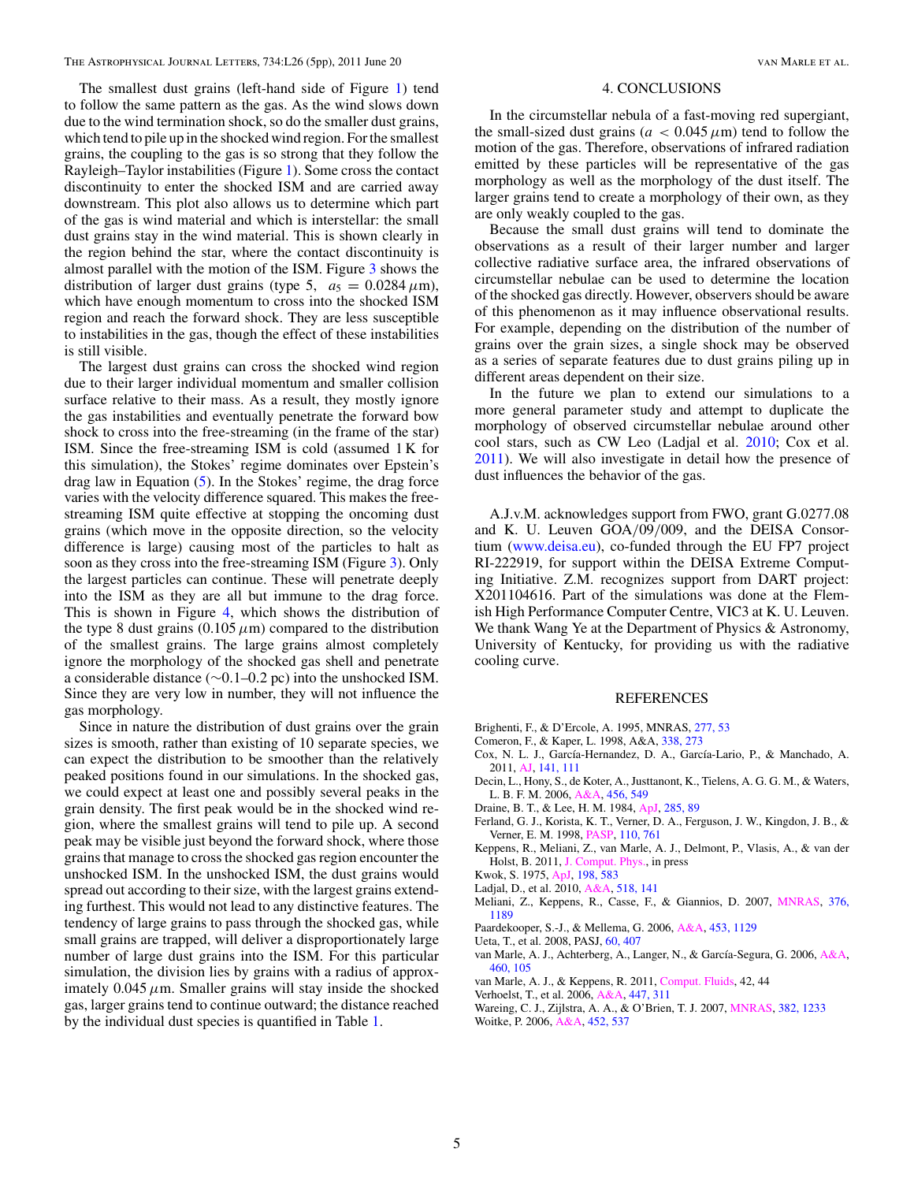The smallest dust grains (left-hand side of Figure 1) tend to follow the same pattern as the gas. As the wind slows down due to the wind termination shock, so do the smaller dust grains, which tend to pile up in the shocked wind region. For the smallest grains, the coupling to the gas is so strong that they follow the Rayleigh–Taylor instabilities (Figure 1). Some cross the contact discontinuity to enter the shocked ISM and are carried away downstream. This plot also allows us to determine which part of the gas is wind material and which is interstellar: the small dust grains stay in the wind material. This is shown clearly in the region behind the star, where the contact discontinuity is almost parallel with the motion of the ISM. Figure 3 shows the distribution of larger dust grains (type 5, $a_5 = 0.0284\,\mu$m), which have enough momentum to cross into the shocked ISM region and reach the forward shock. They are less susceptible to instabilities in the gas, though the effect of these instabilities is still visible.

The largest dust grains can cross the shocked wind region due to their larger individual momentum and smaller collision surface relative to their mass. As a result, they mostly ignore the gas instabilities and eventually penetrate the forward bow shock to cross into the free-streaming (in the frame of the star) ISM. Since the free-streaming ISM is cold (assumed 1 K for this simulation), the Stokes' regime dominates over Epstein's drag law in Equation (5). In the Stokes' regime, the drag force varies with the velocity difference squared. This makes the free-streaming ISM quite effective at stopping the oncoming dust grains (which move in the opposite direction, so the velocity difference is large) causing most of the particles to halt as soon as they cross into the free-streaming ISM (Figure 3). Only the largest particles can continue. These will penetrate deeply into the ISM as they are all but immune to the drag force. This is shown in Figure 4, which shows the distribution of the type 8 dust grains ($0.105\,\mu$m) compared to the distribution of the smallest grains. The large grains almost completely ignore the morphology of the shocked gas shell and penetrate a considerable distance ($\sim$0.1–0.2 pc) into the unshocked ISM. Since they are very low in number, they will not influence the gas morphology.

Since in nature the distribution of dust grains over the grain sizes is smooth, rather than existing of 10 separate species, we can expect the distribution to be smoother than the relatively peaked positions found in our simulations. In the shocked gas, we could expect at least one and possibly several peaks in the grain density. The first peak would be in the shocked wind region, where the smallest grains will tend to pile up. A second peak may be visible just beyond the forward shock, where those grains that manage to cross the shocked gas region encounter the unshocked ISM. In the unshocked ISM, the dust grains would spread out according to their size, with the largest grains extending furthest. This would not lead to any distinctive features. The tendency of large grains to pass through the shocked gas, while small grains are trapped, will deliver a disproportionately large number of large dust grains into the ISM. For this particular simulation, the division lies by grains with a radius of approximately $0.045\,\mu$m. Smaller grains will stay inside the shocked gas, larger grains tend to continue outward; the distance reached by the individual dust species is quantified in Table 1.

## 4. CONCLUSIONS

In the circumstellar nebula of a fast-moving red supergiant, the small-sized dust grains ($a < 0.045\,\mu$m) tend to follow the motion of the gas. Therefore, observations of infrared radiation emitted by these particles will be representative of the gas morphology as well as the morphology of the dust itself. The larger grains tend to create a morphology of their own, as they are only weakly coupled to the gas.

Because the small dust grains will tend to dominate the observations as a result of their larger number and larger collective radiative surface area, the infrared observations of circumstellar nebulae can be used to determine the location of the shocked gas directly. However, observers should be aware of this phenomenon as it may influence observational results. For example, depending on the distribution of the number of grains over the grain sizes, a single shock may be observed as a series of separate features due to dust grains piling up in different areas dependent on their size.

In the future we plan to extend our simulations to a more general parameter study and attempt to duplicate the morphology of observed circumstellar nebulae around other cool stars, such as CW Leo (Ladjal et al. 2010; Cox et al. 2011). We will also investigate in detail how the presence of dust influences the behavior of the gas.

A.J.v.M. acknowledges support from FWO, grant G.0277.08 and K. U. Leuven GOA/09/009, and the DEISA Consortium (www.deisa.eu), co-funded through the EU FP7 project RI-222919, for support within the DEISA Extreme Computing Initiative. Z.M. recognizes support from DART project: X201104616. Part of the simulations was done at the Flemish High Performance Computer Centre, VIC3 at K. U. Leuven. We thank Wang Ye at the Department of Physics & Astronomy, University of Kentucky, for providing us with the radiative cooling curve.

## REFERENCES

Brighenti, F., & D'Ercole, A. 1995, MNRAS, 277, 53
Comeron, F., & Kaper, L. 1998, A&A, 338, 273
Cox, N. L. J., García-Hernandez, D. A., García-Lario, P., & Manchado, A. 2011, AJ, 141, 111
Decin, L., Hony, S., de Koter, A., Justtanont, K., Tielens, A. G. G. M., & Waters, L. B. F. M. 2006, A&A, 456, 549
Draine, B. T., & Lee, H. M. 1984, ApJ, 285, 89
Ferland, G. J., Korista, K. T., Verner, D. A., Ferguson, J. W., Kingdon, J. B., & Verner, E. M. 1998, PASP, 110, 761
Keppens, R., Meliani, Z., van Marle, A. J., Delmont, P., Vlasis, A., & van der Holst, B. 2011, J. Comput. Phys., in press
Kwok, S. 1975, ApJ, 198, 583
Ladjal, D., et al. 2010, A&A, 518, 141
Meliani, Z., Keppens, R., Casse, F., & Giannios, D. 2007, MNRAS, 376, 1189
Paardekooper, S.-J., & Mellema, G. 2006, A&A, 453, 1129
Ueta, T., et al. 2008, PASJ, 60, 407
van Marle, A. J., Achterberg, A., Langer, N., & García-Segura, G. 2006, A&A, 460, 105
van Marle, A. J., & Keppens, R. 2011, Comput. Fluids, 42, 44
Verhoelst, T., et al. 2006, A&A, 447, 311
Wareing, C. J., Zijlstra, A. A., & O'Brien, T. J. 2007, MNRAS, 382, 1233
Woitke, P. 2006, A&A, 452, 537